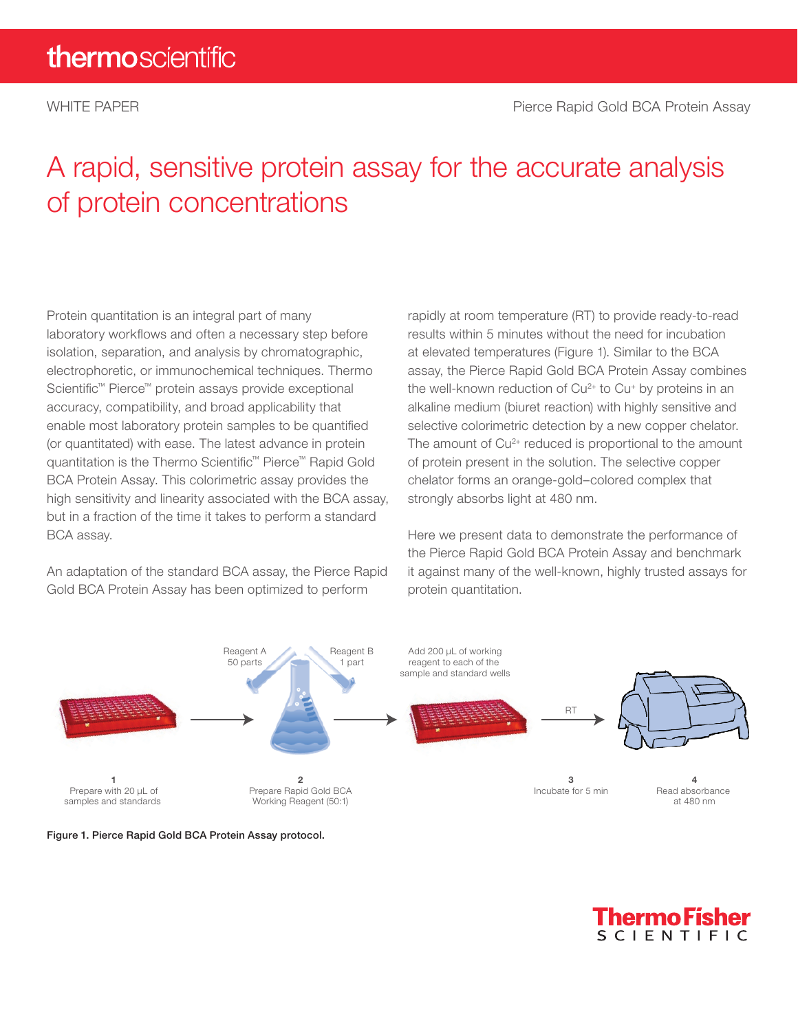WHITE PAPER

# A rapid, sensitive protein assay for the accurate analysis of protein concentrations

Protein quantitation is an integral part of many laboratory workflows and often a necessary step before isolation, separation, and analysis by chromatographic, electrophoretic, or immunochemical techniques. Thermo Scientific™ Pierce™ protein assays provide exceptional accuracy, compatibility, and broad applicability that enable most laboratory protein samples to be quantified (or quantitated) with ease. The latest advance in protein quantitation is the Thermo Scientific™ Pierce™ Rapid Gold BCA Protein Assay. This colorimetric assay provides the high sensitivity and linearity associated with the BCA assay, but in a fraction of the time it takes to perform a standard BCA assay.

An adaptation of the standard BCA assay, the Pierce Rapid Gold BCA Protein Assay has been optimized to perform rapidly at room temperature (RT) to provide ready-to-read results within 5 minutes without the need for incubation at elevated temperatures (Figure 1). Similar to the BCA assay, the Pierce Rapid Gold BCA Protein Assay combines the well-known reduction of $Cu^{2+}$ to $Cu^{+}$ by proteins in an alkaline medium (biuret reaction) with highly sensitive and selective colorimetric detection by a new copper chelator. The amount of $Cu^{2+}$ reduced is proportional to the amount of protein present in the solution. The selective copper chelator forms an orange-gold–colored complex that strongly absorbs light at 480 nm.

Here we present data to demonstrate the performance of the Pierce Rapid Gold BCA Protein Assay and benchmark it against many of the well-known, highly trusted assays for protein quantitation.

Reagent A 50 parts — Reagent B 1 part

Add 200 µL of working reagent to each of the sample and standard wells

RT

1. Prepare with 20 µL of samples and standards
2. Prepare Rapid Gold BCA Working Reagent (50:1)
3. Incubate for 5 min
4. Read absorbance at 480 nm

**Figure 1. Pierce Rapid Gold BCA Protein Assay protocol.**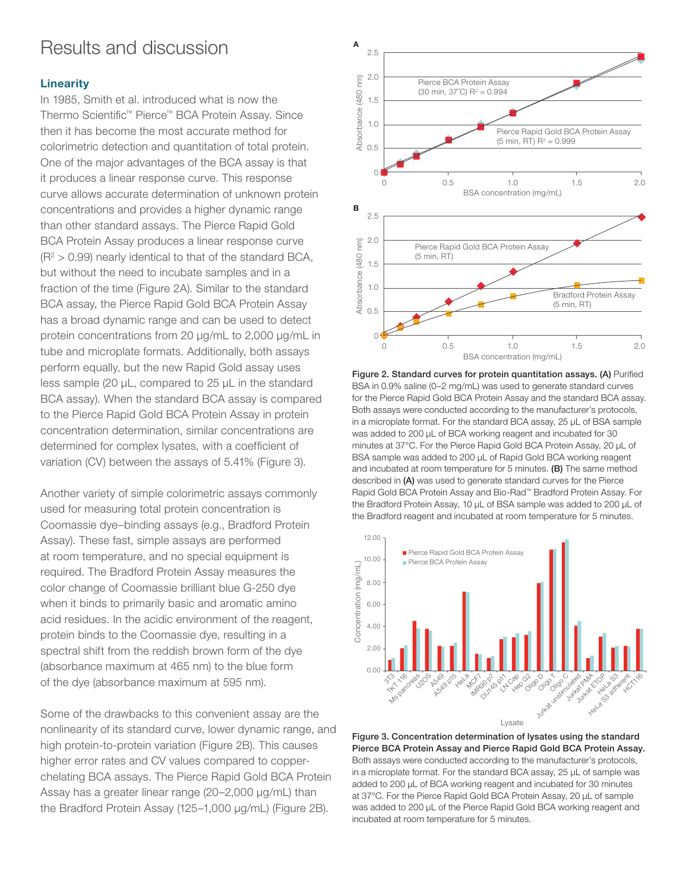# Results and discussion

### Linearity

In 1985, Smith et al. introduced what is now the Thermo Scientific™ Pierce™ BCA Protein Assay. Since then it has become the most accurate method for colorimetric detection and quantitation of total protein. One of the major advantages of the BCA assay is that it produces a linear response curve. This response curve allows accurate determination of unknown protein concentrations and provides a higher dynamic range than other standard assays. The Pierce Rapid Gold BCA Protein Assay produces a linear response curve ($R^2 > 0.99$) nearly identical to that of the standard BCA, but without the need to incubate samples and in a fraction of the time (Figure 2A). Similar to the standard BCA assay, the Pierce Rapid Gold BCA Protein Assay has a broad dynamic range and can be used to detect protein concentrations from 20 µg/mL to 2,000 µg/mL in tube and microplate formats. Additionally, both assays perform equally, but the new Rapid Gold assay uses less sample (20 µL, compared to 25 µL in the standard BCA assay). When the standard BCA assay is compared to the Pierce Rapid Gold BCA Protein Assay in protein concentration determination, similar concentrations are determined for complex lysates, with a coefficient of variation (CV) between the assays of 5.41% (Figure 3).

Another variety of simple colorimetric assays commonly used for measuring total protein concentration is Coomassie dye–binding assays (e.g., Bradford Protein Assay). These fast, simple assays are performed at room temperature, and no special equipment is required. The Bradford Protein Assay measures the color change of Coomassie brilliant blue G-250 dye when it binds to primarily basic and aromatic amino acid residues. In the acidic environment of the reagent, protein binds to the Coomassie dye, resulting in a spectral shift from the reddish brown form of the dye (absorbance maximum at 465 nm) to the blue form of the dye (absorbance maximum at 595 nm).

Some of the drawbacks to this convenient assay are the nonlinearity of its standard curve, lower dynamic range, and high protein-to-protein variation (Figure 2B). This causes higher error rates and CV values compared to copper-chelating BCA assays. The Pierce Rapid Gold BCA Protein Assay has a greater linear range (20–2,000 µg/mL) than the Bradford Protein Assay (125–1,000 µg/mL) (Figure 2B).

**Figure 2. Standard curves for protein quantitation assays. (A)** Purified BSA in 0.9% saline (0–2 mg/mL) was used to generate standard curves for the Pierce Rapid Gold BCA Protein Assay and the standard BCA assay. Both assays were conducted according to the manufacturer's protocols, in a microplate format. For the standard BCA assay, 25 µL of BSA sample was added to 200 µL of BCA working reagent and incubated for 30 minutes at 37°C. For the Pierce Rapid Gold BCA Protein Assay, 20 µL of BSA sample was added to 200 µL of Rapid Gold BCA working reagent and incubated at room temperature for 5 minutes. **(B)** The same method described in **(A)** was used to generate standard curves for the Pierce Rapid Gold BCA Protein Assay and Bio-Rad™ Bradford Protein Assay. For the Bradford Protein Assay, 10 µL of BSA sample was added to 200 µL of the Bradford reagent and incubated at room temperature for 5 minutes.

**Figure 3. Concentration determination of lysates using the standard Pierce BCA Protein Assay and Pierce Rapid Gold BCA Protein Assay.** Both assays were conducted according to the manufacturer's protocols, in a microplate format. For the standard BCA assay, 25 µL of sample was added to 200 µL of BCA working reagent and incubated for 30 minutes at 37°C. For the Pierce Rapid Gold BCA Protein Assay, 20 µL of sample was added to 200 µL of the Pierce Rapid Gold BCA working reagent and incubated at room temperature for 5 minutes.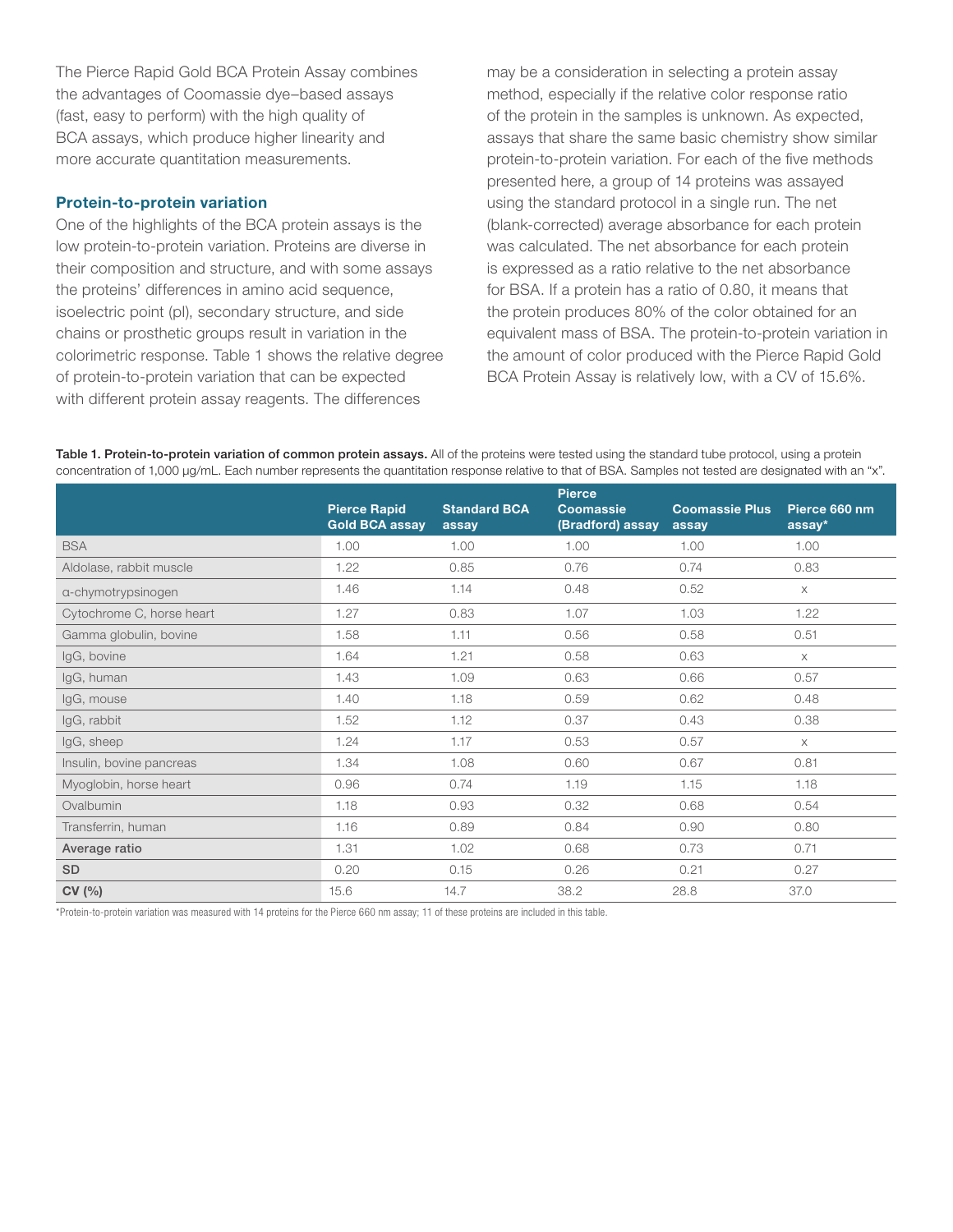The Pierce Rapid Gold BCA Protein Assay combines the advantages of Coomassie dye–based assays (fast, easy to perform) with the high quality of BCA assays, which produce higher linearity and more accurate quantitation measurements.

### Protein-to-protein variation

One of the highlights of the BCA protein assays is the low protein-to-protein variation. Proteins are diverse in their composition and structure, and with some assays the proteins' differences in amino acid sequence, isoelectric point (pI), secondary structure, and side chains or prosthetic groups result in variation in the colorimetric response. Table 1 shows the relative degree of protein-to-protein variation that can be expected with different protein assay reagents. The differences may be a consideration in selecting a protein assay method, especially if the relative color response ratio of the protein in the samples is unknown. As expected, assays that share the same basic chemistry show similar protein-to-protein variation. For each of the five methods presented here, a group of 14 proteins was assayed using the standard protocol in a single run. The net (blank-corrected) average absorbance for each protein was calculated. The net absorbance for each protein is expressed as a ratio relative to the net absorbance for BSA. If a protein has a ratio of 0.80, it means that the protein produces 80% of the color obtained for an equivalent mass of BSA. The protein-to-protein variation in the amount of color produced with the Pierce Rapid Gold BCA Protein Assay is relatively low, with a CV of 15.6%.

**Table 1. Protein-to-protein variation of common protein assays.** All of the proteins were tested using the standard tube protocol, using a protein concentration of 1,000 µg/mL. Each number represents the quantitation response relative to that of BSA. Samples not tested are designated with an "x".

| | Pierce Rapid Gold BCA assay | Standard BCA assay | Pierce Coomassie (Bradford) assay | Coomassie Plus assay | Pierce 660 nm assay* |
|---|---|---|---|---|---|
| BSA | 1.00 | 1.00 | 1.00 | 1.00 | 1.00 |
| Aldolase, rabbit muscle | 1.22 | 0.85 | 0.76 | 0.74 | 0.83 |
| α-chymotrypsinogen | 1.46 | 1.14 | 0.48 | 0.52 | x |
| Cytochrome C, horse heart | 1.27 | 0.83 | 1.07 | 1.03 | 1.22 |
| Gamma globulin, bovine | 1.58 | 1.11 | 0.56 | 0.58 | 0.51 |
| IgG, bovine | 1.64 | 1.21 | 0.58 | 0.63 | x |
| IgG, human | 1.43 | 1.09 | 0.63 | 0.66 | 0.57 |
| IgG, mouse | 1.40 | 1.18 | 0.59 | 0.62 | 0.48 |
| IgG, rabbit | 1.52 | 1.12 | 0.37 | 0.43 | 0.38 |
| IgG, sheep | 1.24 | 1.17 | 0.53 | 0.57 | x |
| Insulin, bovine pancreas | 1.34 | 1.08 | 0.60 | 0.67 | 0.81 |
| Myoglobin, horse heart | 0.96 | 0.74 | 1.19 | 1.15 | 1.18 |
| Ovalbumin | 1.18 | 0.93 | 0.32 | 0.68 | 0.54 |
| Transferrin, human | 1.16 | 0.89 | 0.84 | 0.90 | 0.80 |
| **Average ratio** | 1.31 | 1.02 | 0.68 | 0.73 | 0.71 |
| **SD** | 0.20 | 0.15 | 0.26 | 0.21 | 0.27 |
| **CV (%)** | 15.6 | 14.7 | 38.2 | 28.8 | 37.0 |

*Protein-to-protein variation was measured with 14 proteins for the Pierce 660 nm assay; 11 of these proteins are included in this table.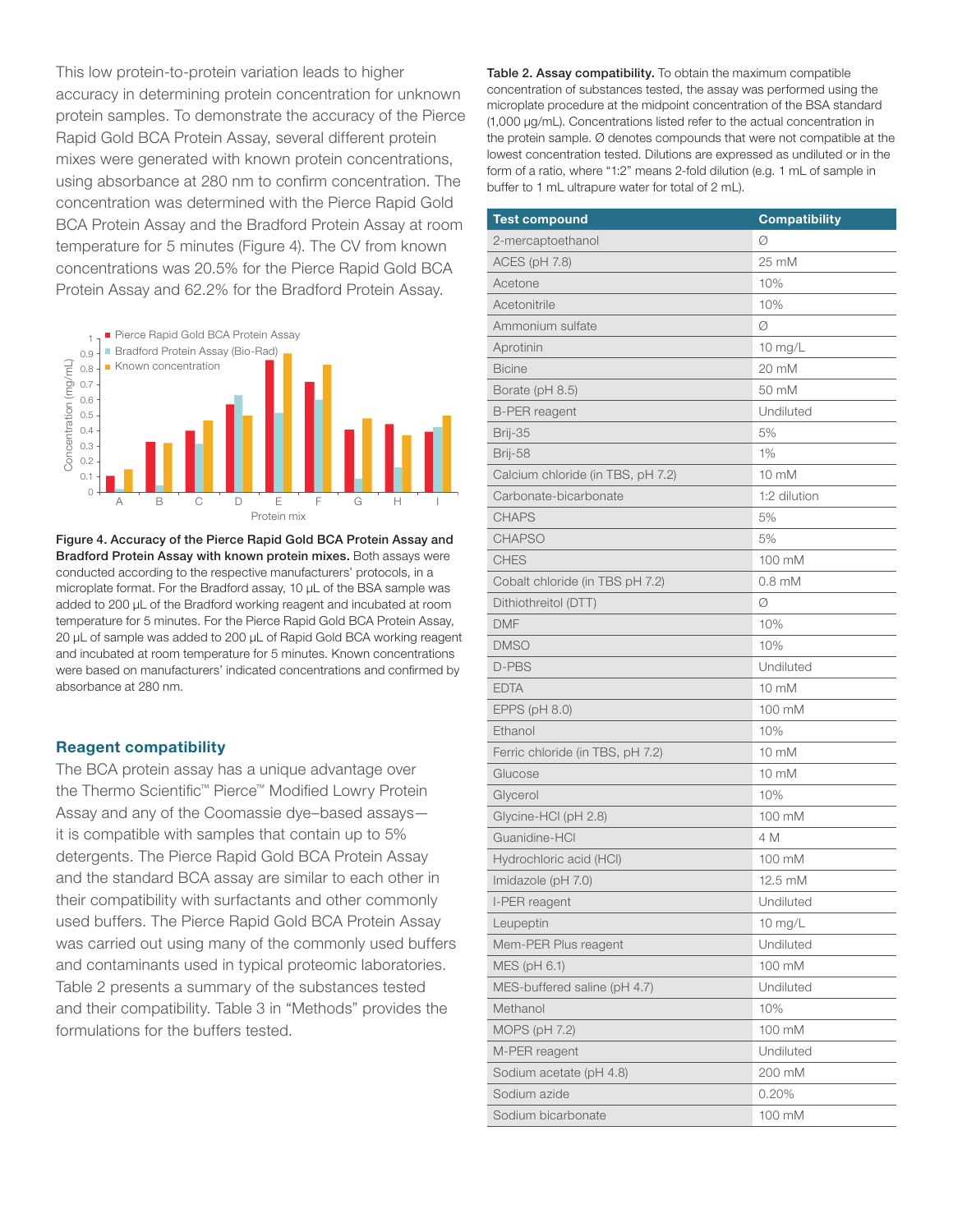This low protein-to-protein variation leads to higher accuracy in determining protein concentration for unknown protein samples. To demonstrate the accuracy of the Pierce Rapid Gold BCA Protein Assay, several different protein mixes were generated with known protein concentrations, using absorbance at 280 nm to confirm concentration. The concentration was determined with the Pierce Rapid Gold BCA Protein Assay and the Bradford Protein Assay at room temperature for 5 minutes (Figure 4). The CV from known concentrations was 20.5% for the Pierce Rapid Gold BCA Protein Assay and 62.2% for the Bradford Protein Assay.

**Figure 4. Accuracy of the Pierce Rapid Gold BCA Protein Assay and Bradford Protein Assay with known protein mixes.** Both assays were conducted according to the respective manufacturers' protocols, in a microplate format. For the Bradford assay, 10 µL of the BSA sample was added to 200 µL of the Bradford working reagent and incubated at room temperature for 5 minutes. For the Pierce Rapid Gold BCA Protein Assay, 20 µL of sample was added to 200 µL of Rapid Gold BCA working reagent and incubated at room temperature for 5 minutes. Known concentrations were based on manufacturers' indicated concentrations and confirmed by absorbance at 280 nm.

## Reagent compatibility

The BCA protein assay has a unique advantage over the Thermo Scientific™ Pierce™ Modified Lowry Protein Assay and any of the Coomassie dye–based assays—it is compatible with samples that contain up to 5% detergents. The Pierce Rapid Gold BCA Protein Assay and the standard BCA assay are similar to each other in their compatibility with surfactants and other commonly used buffers. The Pierce Rapid Gold BCA Protein Assay was carried out using many of the commonly used buffers and contaminants used in typical proteomic laboratories. Table 2 presents a summary of the substances tested and their compatibility. Table 3 in "Methods" provides the formulations for the buffers tested.

**Table 2. Assay compatibility.** To obtain the maximum compatible concentration of substances tested, the assay was performed using the microplate procedure at the midpoint concentration of the BSA standard (1,000 µg/mL). Concentrations listed refer to the actual concentration in the protein sample. Ø denotes compounds that were not compatible at the lowest concentration tested. Dilutions are expressed as undiluted or in the form of a ratio, where "1:2" means 2-fold dilution (e.g. 1 mL of sample in buffer to 1 mL ultrapure water for total of 2 mL).

| Test compound | Compatibility |
|---|---|
| 2-mercaptoethanol | Ø |
| ACES (pH 7.8) | 25 mM |
| Acetone | 10% |
| Acetonitrile | 10% |
| Ammonium sulfate | Ø |
| Aprotinin | 10 mg/L |
| Bicine | 20 mM |
| Borate (pH 8.5) | 50 mM |
| B-PER reagent | Undiluted |
| Brij-35 | 5% |
| Brij-58 | 1% |
| Calcium chloride (in TBS, pH 7.2) | 10 mM |
| Carbonate-bicarbonate | 1:2 dilution |
| CHAPS | 5% |
| CHAPSO | 5% |
| CHES | 100 mM |
| Cobalt chloride (in TBS pH 7.2) | 0.8 mM |
| Dithiothreitol (DTT) | Ø |
| DMF | 10% |
| DMSO | 10% |
| D-PBS | Undiluted |
| EDTA | 10 mM |
| EPPS (pH 8.0) | 100 mM |
| Ethanol | 10% |
| Ferric chloride (in TBS, pH 7.2) | 10 mM |
| Glucose | 10 mM |
| Glycerol | 10% |
| Glycine-HCl (pH 2.8) | 100 mM |
| Guanidine-HCl | 4 M |
| Hydrochloric acid (HCl) | 100 mM |
| Imidazole (pH 7.0) | 12.5 mM |
| I-PER reagent | Undiluted |
| Leupeptin | 10 mg/L |
| Mem-PER Plus reagent | Undiluted |
| MES (pH 6.1) | 100 mM |
| MES-buffered saline (pH 4.7) | Undiluted |
| Methanol | 10% |
| MOPS (pH 7.2) | 100 mM |
| M-PER reagent | Undiluted |
| Sodium acetate (pH 4.8) | 200 mM |
| Sodium azide | 0.20% |
| Sodium bicarbonate | 100 mM |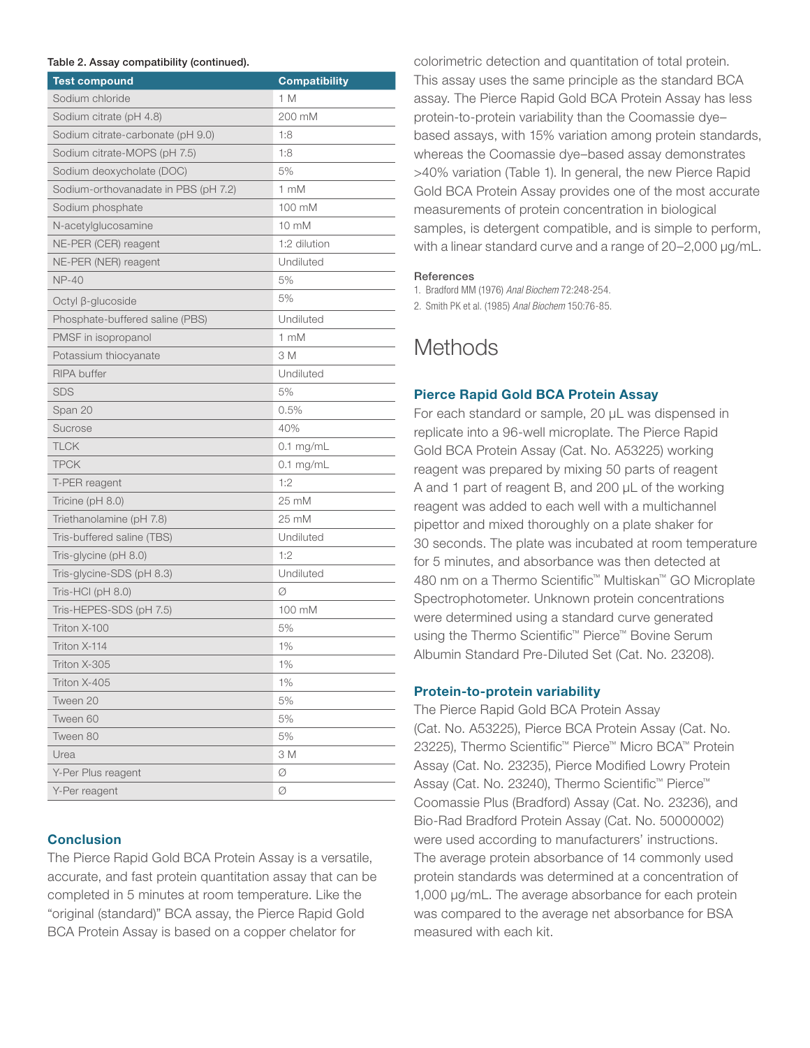**Table 2. Assay compatibility (continued).**

| Test compound | Compatibility |
|---|---|
| Sodium chloride | 1 M |
| Sodium citrate (pH 4.8) | 200 mM |
| Sodium citrate-carbonate (pH 9.0) | 1:8 |
| Sodium citrate-MOPS (pH 7.5) | 1:8 |
| Sodium deoxycholate (DOC) | 5% |
| Sodium-orthovanadate in PBS (pH 7.2) | 1 mM |
| Sodium phosphate | 100 mM |
| N-acetylglucosamine | 10 mM |
| NE-PER (CER) reagent | 1:2 dilution |
| NE-PER (NER) reagent | Undiluted |
| NP-40 | 5% |
| Octyl β-glucoside | 5% |
| Phosphate-buffered saline (PBS) | Undiluted |
| PMSF in isopropanol | 1 mM |
| Potassium thiocyanate | 3 M |
| RIPA buffer | Undiluted |
| SDS | 5% |
| Span 20 | 0.5% |
| Sucrose | 40% |
| TLCK | 0.1 mg/mL |
| TPCK | 0.1 mg/mL |
| T-PER reagent | 1:2 |
| Tricine (pH 8.0) | 25 mM |
| Triethanolamine (pH 7.8) | 25 mM |
| Tris-buffered saline (TBS) | Undiluted |
| Tris-glycine (pH 8.0) | 1:2 |
| Tris-glycine-SDS (pH 8.3) | Undiluted |
| Tris-HCl (pH 8.0) | Ø |
| Tris-HEPES-SDS (pH 7.5) | 100 mM |
| Triton X-100 | 5% |
| Triton X-114 | 1% |
| Triton X-305 | 1% |
| Triton X-405 | 1% |
| Tween 20 | 5% |
| Tween 60 | 5% |
| Tween 80 | 5% |
| Urea | 3 M |
| Y-Per Plus reagent | Ø |
| Y-Per reagent | Ø |

## Conclusion

The Pierce Rapid Gold BCA Protein Assay is a versatile, accurate, and fast protein quantitation assay that can be completed in 5 minutes at room temperature. Like the "original (standard)" BCA assay, the Pierce Rapid Gold BCA Protein Assay is based on a copper chelator for colorimetric detection and quantitation of total protein. This assay uses the same principle as the standard BCA assay. The Pierce Rapid Gold BCA Protein Assay has less protein-to-protein variability than the Coomassie dye–based assays, with 15% variation among protein standards, whereas the Coomassie dye–based assay demonstrates >40% variation (Table 1). In general, the new Pierce Rapid Gold BCA Protein Assay provides one of the most accurate measurements of protein concentration in biological samples, is detergent compatible, and is simple to perform, with a linear standard curve and a range of 20–2,000 µg/mL.

### References

1. Bradford MM (1976) *Anal Biochem* 72:248-254.
2. Smith PK et al. (1985) *Anal Biochem* 150:76-85.

# Methods

## Pierce Rapid Gold BCA Protein Assay

For each standard or sample, 20 µL was dispensed in replicate into a 96-well microplate. The Pierce Rapid Gold BCA Protein Assay (Cat. No. A53225) working reagent was prepared by mixing 50 parts of reagent A and 1 part of reagent B, and 200 µL of the working reagent was added to each well with a multichannel pipettor and mixed thoroughly on a plate shaker for 30 seconds. The plate was incubated at room temperature for 5 minutes, and absorbance was then detected at 480 nm on a Thermo Scientific™ Multiskan™ GO Microplate Spectrophotometer. Unknown protein concentrations were determined using a standard curve generated using the Thermo Scientific™ Pierce™ Bovine Serum Albumin Standard Pre-Diluted Set (Cat. No. 23208).

## Protein-to-protein variability

The Pierce Rapid Gold BCA Protein Assay (Cat. No. A53225), Pierce BCA Protein Assay (Cat. No. 23225), Thermo Scientific™ Pierce™ Micro BCA™ Protein Assay (Cat. No. 23235), Pierce Modified Lowry Protein Assay (Cat. No. 23240), Thermo Scientific™ Pierce™ Coomassie Plus (Bradford) Assay (Cat. No. 23236), and Bio-Rad Bradford Protein Assay (Cat. No. 50000002) were used according to manufacturers' instructions. The average protein absorbance of 14 commonly used protein standards was determined at a concentration of 1,000 µg/mL. The average absorbance for each protein was compared to the average net absorbance for BSA measured with each kit.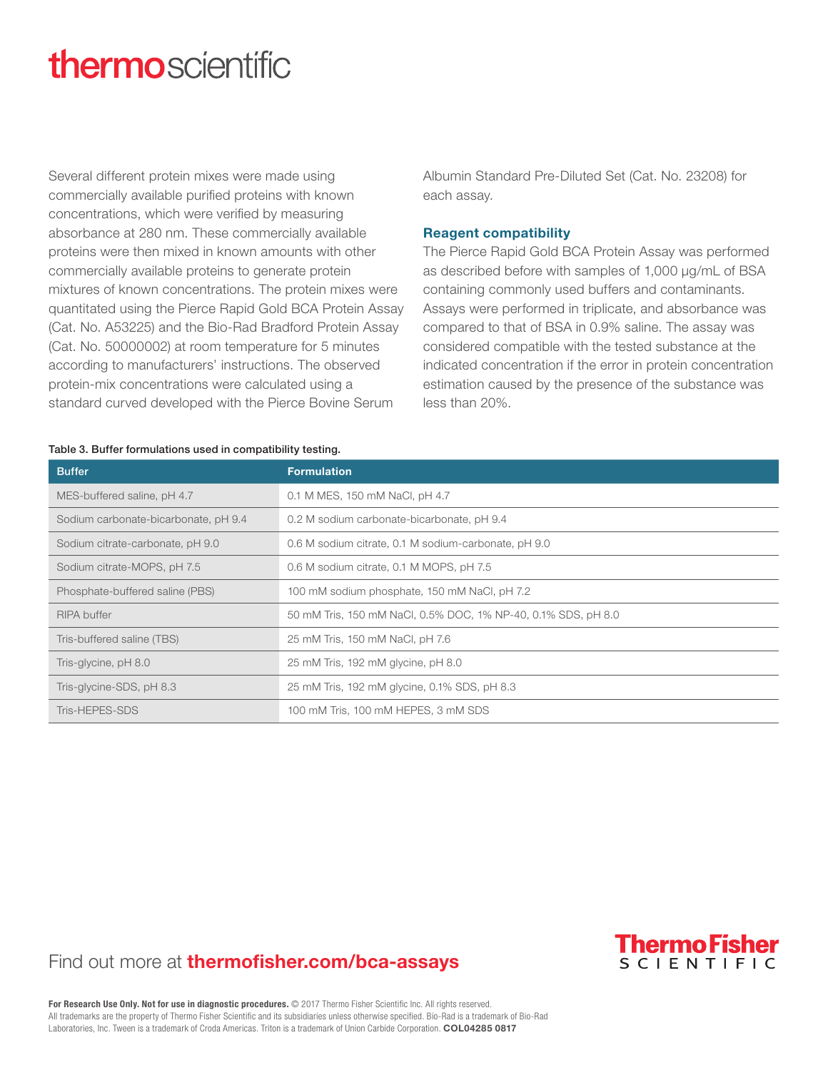Several different protein mixes were made using commercially available purified proteins with known concentrations, which were verified by measuring absorbance at 280 nm. These commercially available proteins were then mixed in known amounts with other commercially available proteins to generate protein mixtures of known concentrations. The protein mixes were quantitated using the Pierce Rapid Gold BCA Protein Assay (Cat. No. A53225) and the Bio-Rad Bradford Protein Assay (Cat. No. 50000002) at room temperature for 5 minutes according to manufacturers' instructions. The observed protein-mix concentrations were calculated using a standard curved developed with the Pierce Bovine Serum Albumin Standard Pre-Diluted Set (Cat. No. 23208) for each assay.

### Reagent compatibility

The Pierce Rapid Gold BCA Protein Assay was performed as described before with samples of 1,000 µg/mL of BSA containing commonly used buffers and contaminants. Assays were performed in triplicate, and absorbance was compared to that of BSA in 0.9% saline. The assay was considered compatible with the tested substance at the indicated concentration if the error in protein concentration estimation caused by the presence of the substance was less than 20%.

**Table 3. Buffer formulations used in compatibility testing.**

| Buffer | Formulation |
|---|---|
| MES-buffered saline, pH 4.7 | 0.1 M MES, 150 mM NaCl, pH 4.7 |
| Sodium carbonate-bicarbonate, pH 9.4 | 0.2 M sodium carbonate-bicarbonate, pH 9.4 |
| Sodium citrate-carbonate, pH 9.0 | 0.6 M sodium citrate, 0.1 M sodium-carbonate, pH 9.0 |
| Sodium citrate-MOPS, pH 7.5 | 0.6 M sodium citrate, 0.1 M MOPS, pH 7.5 |
| Phosphate-buffered saline (PBS) | 100 mM sodium phosphate, 150 mM NaCl, pH 7.2 |
| RIPA buffer | 50 mM Tris, 150 mM NaCl, 0.5% DOC, 1% NP-40, 0.1% SDS, pH 8.0 |
| Tris-buffered saline (TBS) | 25 mM Tris, 150 mM NaCl, pH 7.6 |
| Tris-glycine, pH 8.0 | 25 mM Tris, 192 mM glycine, pH 8.0 |
| Tris-glycine-SDS, pH 8.3 | 25 mM Tris, 192 mM glycine, 0.1% SDS, pH 8.3 |
| Tris-HEPES-SDS | 100 mM Tris, 100 mM HEPES, 3 mM SDS |

Find out more at **thermofisher.com/bca-assays**

**For Research Use Only. Not for use in diagnostic procedures.** © 2017 Thermo Fisher Scientific Inc. All rights reserved. All trademarks are the property of Thermo Fisher Scientific and its subsidiaries unless otherwise specified. Bio-Rad is a trademark of Bio-Rad Laboratories, Inc. Tween is a trademark of Croda Americas. Triton is a trademark of Union Carbide Corporation. **COL04285 0817**